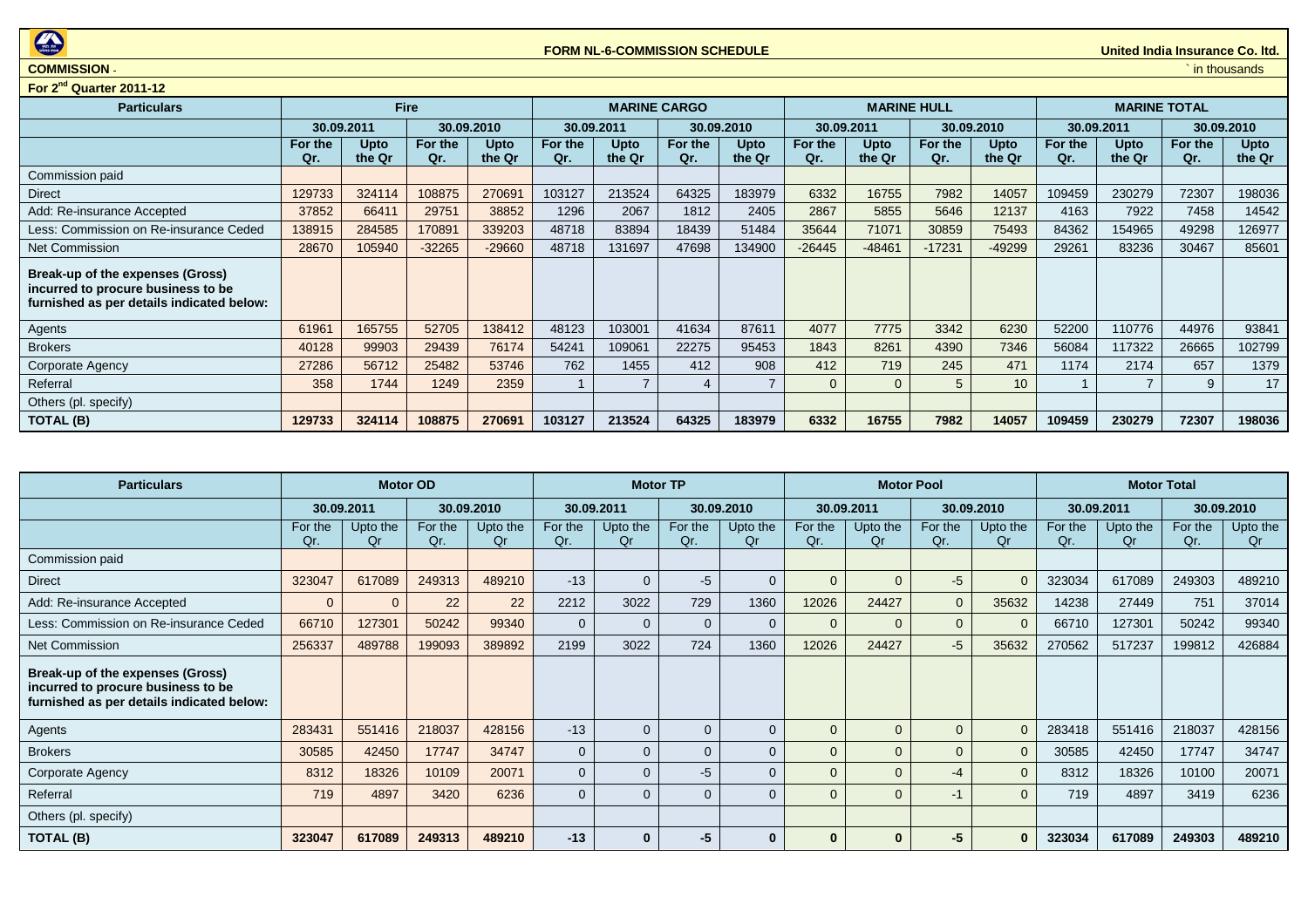**FORM NL-6-COMMISSION SCHEDULE**

**United India Insurance Co. ltd.**

**COMMISSION** -

` in thousands

**For 2nd Quarter 2011-12**

| Particulars | Fire | | | | MARINE CARGO | | | | MARINE HULL | | | | MARINE TOTAL | | | |
|---|---|---|---|---|---|---|---|---|---|---|---|---|---|---|---|---|
| | 30.09.2011 | | 30.09.2010 | | 30.09.2011 | | 30.09.2010 | | 30.09.2011 | | 30.09.2010 | | 30.09.2011 | | 30.09.2010 | |
| | For the Qr. | Upto the Qr | For the Qr. | Upto the Qr | For the Qr. | Upto the Qr | For the Qr. | Upto the Qr | For the Qr. | Upto the Qr | For the Qr. | Upto the Qr | For the Qr. | Upto the Qr | For the Qr. | Upto the Qr |
| Commission paid | | | | | | | | | | | | | | | | |
| Direct | 129733 | 324114 | 108875 | 270691 | 103127 | 213524 | 64325 | 183979 | 6332 | 16755 | 7982 | 14057 | 109459 | 230279 | 72307 | 198036 |
| Add: Re-insurance Accepted | 37852 | 66411 | 29751 | 38852 | 1296 | 2067 | 1812 | 2405 | 2867 | 5855 | 5646 | 12137 | 4163 | 7922 | 7458 | 14542 |
| Less: Commission on Re-insurance Ceded | 138915 | 284585 | 170891 | 339203 | 48718 | 83894 | 18439 | 51484 | 35644 | 71071 | 30859 | 75493 | 84362 | 154965 | 49298 | 126977 |
| Net Commission | 28670 | 105940 | -32265 | -29660 | 48718 | 131697 | 47698 | 134900 | -26445 | -48461 | -17231 | -49299 | 29261 | 83236 | 30467 | 85601 |
| **Break-up of the expenses (Gross) incurred to procure business to be furnished as per details indicated below:** | | | | | | | | | | | | | | | | |
| Agents | 61961 | 165755 | 52705 | 138412 | 48123 | 103001 | 41634 | 87611 | 4077 | 7775 | 3342 | 6230 | 52200 | 110776 | 44976 | 93841 |
| Brokers | 40128 | 99903 | 29439 | 76174 | 54241 | 109061 | 22275 | 95453 | 1843 | 8261 | 4390 | 7346 | 56084 | 117322 | 26665 | 102799 |
| Corporate Agency | 27286 | 56712 | 25482 | 53746 | 762 | 1455 | 412 | 908 | 412 | 719 | 245 | 471 | 1174 | 2174 | 657 | 1379 |
| Referral | 358 | 1744 | 1249 | 2359 | 1 | 7 | 4 | 7 | 0 | 0 | 5 | 10 | 1 | 7 | 9 | 17 |
| Others (pl. specify) | | | | | | | | | | | | | | | | |
| **TOTAL (B)** | **129733** | **324114** | **108875** | **270691** | **103127** | **213524** | **64325** | **183979** | **6332** | **16755** | **7982** | **14057** | **109459** | **230279** | **72307** | **198036** |

| Particulars | Motor OD | | | | Motor TP | | | | Motor Pool | | | | Motor Total | | | |
|---|---|---|---|---|---|---|---|---|---|---|---|---|---|---|---|---|
| | 30.09.2011 | | 30.09.2010 | | 30.09.2011 | | 30.09.2010 | | 30.09.2011 | | 30.09.2010 | | 30.09.2011 | | 30.09.2010 | |
| | For the Qr. | Upto the Qr | For the Qr. | Upto the Qr | For the Qr. | Upto the Qr | For the Qr. | Upto the Qr | For the Qr. | Upto the Qr | For the Qr. | Upto the Qr | For the Qr. | Upto the Qr | For the Qr. | Upto the Qr |
| Commission paid | | | | | | | | | | | | | | | | |
| Direct | 323047 | 617089 | 249313 | 489210 | -13 | 0 | -5 | 0 | 0 | 0 | -5 | 0 | 323034 | 617089 | 249303 | 489210 |
| Add: Re-insurance Accepted | 0 | 0 | 22 | 22 | 2212 | 3022 | 729 | 1360 | 12026 | 24427 | 0 | 35632 | 14238 | 27449 | 751 | 37014 |
| Less: Commission on Re-insurance Ceded | 66710 | 127301 | 50242 | 99340 | 0 | 0 | 0 | 0 | 0 | 0 | 0 | 0 | 66710 | 127301 | 50242 | 99340 |
| Net Commission | 256337 | 489788 | 199093 | 389892 | 2199 | 3022 | 724 | 1360 | 12026 | 24427 | -5 | 35632 | 270562 | 517237 | 199812 | 426884 |
| **Break-up of the expenses (Gross) incurred to procure business to be furnished as per details indicated below:** | | | | | | | | | | | | | | | | |
| Agents | 283431 | 551416 | 218037 | 428156 | -13 | 0 | 0 | 0 | 0 | 0 | 0 | 0 | 283418 | 551416 | 218037 | 428156 |
| Brokers | 30585 | 42450 | 17747 | 34747 | 0 | 0 | 0 | 0 | 0 | 0 | 0 | 0 | 30585 | 42450 | 17747 | 34747 |
| Corporate Agency | 8312 | 18326 | 10109 | 20071 | 0 | 0 | -5 | 0 | 0 | 0 | -4 | 0 | 8312 | 18326 | 10100 | 20071 |
| Referral | 719 | 4897 | 3420 | 6236 | 0 | 0 | 0 | 0 | 0 | 0 | -1 | 0 | 719 | 4897 | 3419 | 6236 |
| Others (pl. specify) | | | | | | | | | | | | | | | | |
| **TOTAL (B)** | **323047** | **617089** | **249313** | **489210** | **-13** | **0** | **-5** | **0** | **0** | **0** | **-5** | **0** | **323034** | **617089** | **249303** | **489210** |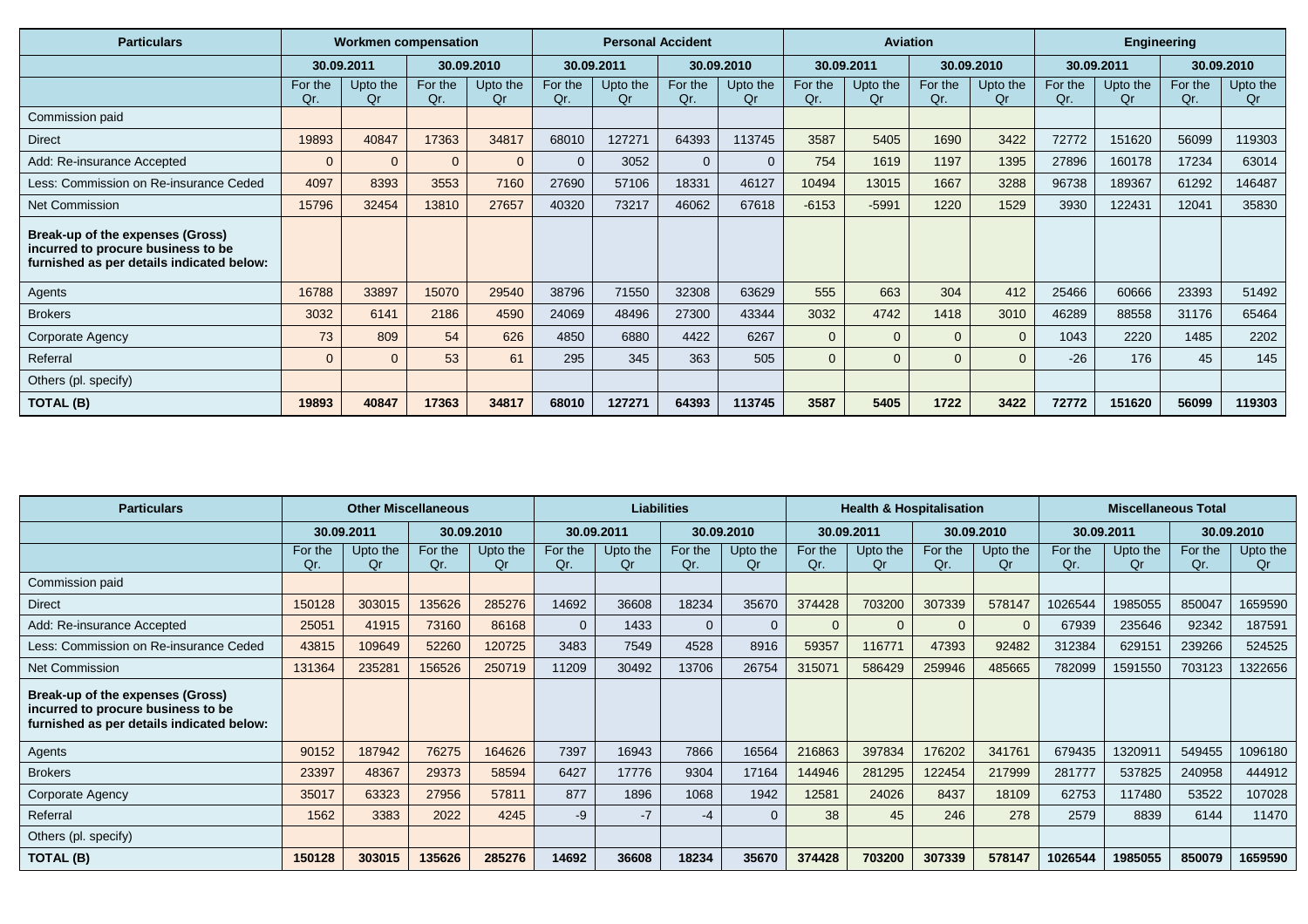| Particulars | Workmen compensation | | | | Personal Accident | | | | Aviation | | | | Engineering | | | |
|---|---|---|---|---|---|---|---|---|---|---|---|---|---|---|---|---|
| | 30.09.2011 | | 30.09.2010 | | 30.09.2011 | | 30.09.2010 | | 30.09.2011 | | 30.09.2010 | | 30.09.2011 | | 30.09.2010 | |
| | For the Qr. | Upto the Qr | For the Qr. | Upto the Qr | For the Qr. | Upto the Qr | For the Qr. | Upto the Qr | For the Qr. | Upto the Qr | For the Qr. | Upto the Qr | For the Qr. | Upto the Qr | For the Qr. | Upto the Qr |
| Commission paid | | | | | | | | | | | | | | | | |
| Direct | 19893 | 40847 | 17363 | 34817 | 68010 | 127271 | 64393 | 113745 | 3587 | 5405 | 1690 | 3422 | 72772 | 151620 | 56099 | 119303 |
| Add: Re-insurance Accepted | 0 | 0 | 0 | 0 | 0 | 3052 | 0 | 0 | 754 | 1619 | 1197 | 1395 | 27896 | 160178 | 17234 | 63014 |
| Less: Commission on Re-insurance Ceded | 4097 | 8393 | 3553 | 7160 | 27690 | 57106 | 18331 | 46127 | 10494 | 13015 | 1667 | 3288 | 96738 | 189367 | 61292 | 146487 |
| Net Commission | 15796 | 32454 | 13810 | 27657 | 40320 | 73217 | 46062 | 67618 | -6153 | -5991 | 1220 | 1529 | 3930 | 122431 | 12041 | 35830 |
| **Break-up of the expenses (Gross) incurred to procure business to be furnished as per details indicated below:** | | | | | | | | | | | | | | | | |
| Agents | 16788 | 33897 | 15070 | 29540 | 38796 | 71550 | 32308 | 63629 | 555 | 663 | 304 | 412 | 25466 | 60666 | 23393 | 51492 |
| Brokers | 3032 | 6141 | 2186 | 4590 | 24069 | 48496 | 27300 | 43344 | 3032 | 4742 | 1418 | 3010 | 46289 | 88558 | 31176 | 65464 |
| Corporate Agency | 73 | 809 | 54 | 626 | 4850 | 6880 | 4422 | 6267 | 0 | 0 | 0 | 0 | 1043 | 2220 | 1485 | 2202 |
| Referral | 0 | 0 | 53 | 61 | 295 | 345 | 363 | 505 | 0 | 0 | 0 | 0 | -26 | 176 | 45 | 145 |
| Others (pl. specify) | | | | | | | | | | | | | | | | |
| **TOTAL (B)** | **19893** | **40847** | **17363** | **34817** | **68010** | **127271** | **64393** | **113745** | **3587** | **5405** | **1722** | **3422** | **72772** | **151620** | **56099** | **119303** |

| Particulars | Other Miscellaneous | | | | Liabilities | | | | Health & Hospitalisation | | | | Miscellaneous Total | | | |
|---|---|---|---|---|---|---|---|---|---|---|---|---|---|---|---|---|
| | 30.09.2011 | | 30.09.2010 | | 30.09.2011 | | 30.09.2010 | | 30.09.2011 | | 30.09.2010 | | 30.09.2011 | | 30.09.2010 | |
| | For the Qr. | Upto the Qr | For the Qr. | Upto the Qr | For the Qr. | Upto the Qr | For the Qr. | Upto the Qr | For the Qr. | Upto the Qr | For the Qr. | Upto the Qr | For the Qr. | Upto the Qr | For the Qr. | Upto the Qr |
| Commission paid | | | | | | | | | | | | | | | | |
| Direct | 150128 | 303015 | 135626 | 285276 | 14692 | 36608 | 18234 | 35670 | 374428 | 703200 | 307339 | 578147 | 1026544 | 1985055 | 850047 | 1659590 |
| Add: Re-insurance Accepted | 25051 | 41915 | 73160 | 86168 | 0 | 1433 | 0 | 0 | 0 | 0 | 0 | 0 | 67939 | 235646 | 92342 | 187591 |
| Less: Commission on Re-insurance Ceded | 43815 | 109649 | 52260 | 120725 | 3483 | 7549 | 4528 | 8916 | 59357 | 116771 | 47393 | 92482 | 312384 | 629151 | 239266 | 524525 |
| Net Commission | 131364 | 235281 | 156526 | 250719 | 11209 | 30492 | 13706 | 26754 | 315071 | 586429 | 259946 | 485665 | 782099 | 1591550 | 703123 | 1322656 |
| **Break-up of the expenses (Gross) incurred to procure business to be furnished as per details indicated below:** | | | | | | | | | | | | | | | | |
| Agents | 90152 | 187942 | 76275 | 164626 | 7397 | 16943 | 7866 | 16564 | 216863 | 397834 | 176202 | 341761 | 679435 | 1320911 | 549455 | 1096180 |
| Brokers | 23397 | 48367 | 29373 | 58594 | 6427 | 17776 | 9304 | 17164 | 144946 | 281295 | 122454 | 217999 | 281777 | 537825 | 240958 | 444912 |
| Corporate Agency | 35017 | 63323 | 27956 | 57811 | 877 | 1896 | 1068 | 1942 | 12581 | 24026 | 8437 | 18109 | 62753 | 117480 | 53522 | 107028 |
| Referral | 1562 | 3383 | 2022 | 4245 | -9 | -7 | -4 | 0 | 38 | 45 | 246 | 278 | 2579 | 8839 | 6144 | 11470 |
| Others (pl. specify) | | | | | | | | | | | | | | | | |
| **TOTAL (B)** | **150128** | **303015** | **135626** | **285276** | **14692** | **36608** | **18234** | **35670** | **374428** | **703200** | **307339** | **578147** | **1026544** | **1985055** | **850079** | **1659590** |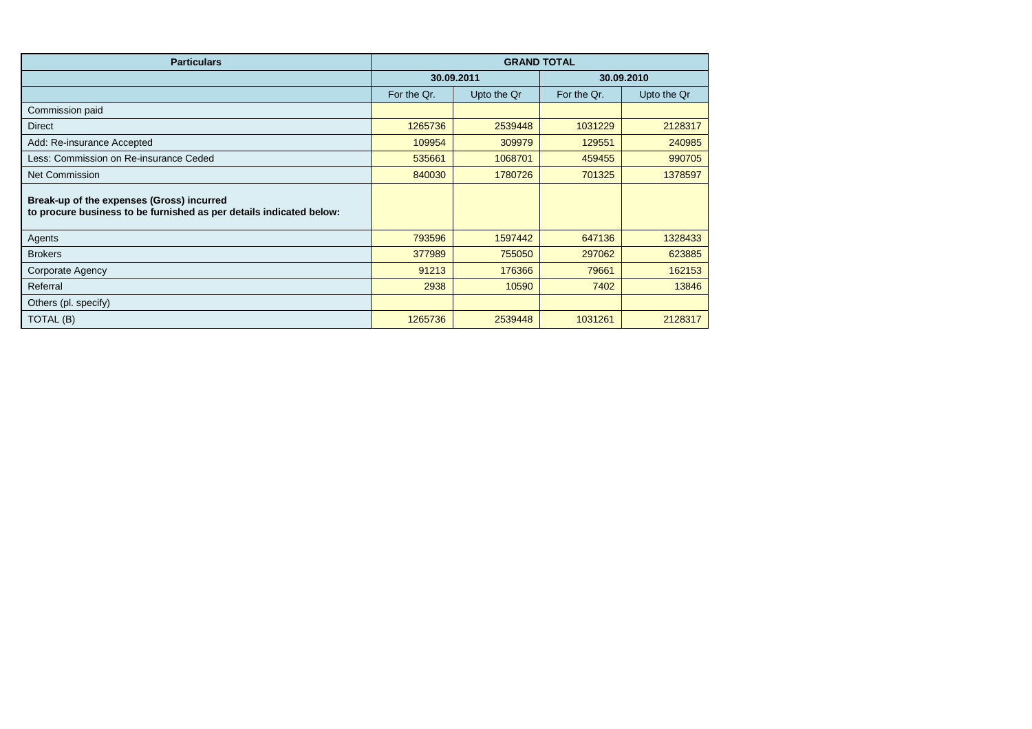| Particulars | GRAND TOTAL | | | |
|---|---|---|---|---|
| | 30.09.2011 | | 30.09.2010 | |
| | For the Qr. | Upto the Qr | For the Qr. | Upto the Qr |
| Commission paid | | | | |
| Direct | 1265736 | 2539448 | 1031229 | 2128317 |
| Add: Re-insurance Accepted | 109954 | 309979 | 129551 | 240985 |
| Less: Commission on Re-insurance Ceded | 535661 | 1068701 | 459455 | 990705 |
| Net Commission | 840030 | 1780726 | 701325 | 1378597 |
| **Break-up of the expenses (Gross) incurred to procure business to be furnished as per details indicated below:** | | | | |
| Agents | 793596 | 1597442 | 647136 | 1328433 |
| Brokers | 377989 | 755050 | 297062 | 623885 |
| Corporate Agency | 91213 | 176366 | 79661 | 162153 |
| Referral | 2938 | 10590 | 7402 | 13846 |
| Others (pl. specify) | | | | |
| TOTAL (B) | 1265736 | 2539448 | 1031261 | 2128317 |